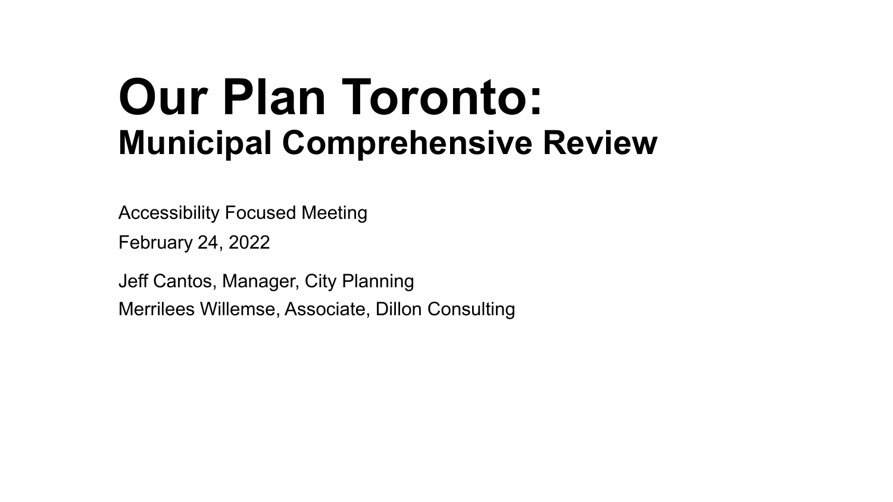# Our Plan Toronto:
## Municipal Comprehensive Review

Accessibility Focused Meeting

February 24, 2022

Jeff Cantos, Manager, City Planning

Merrilees Willemse, Associate, Dillon Consulting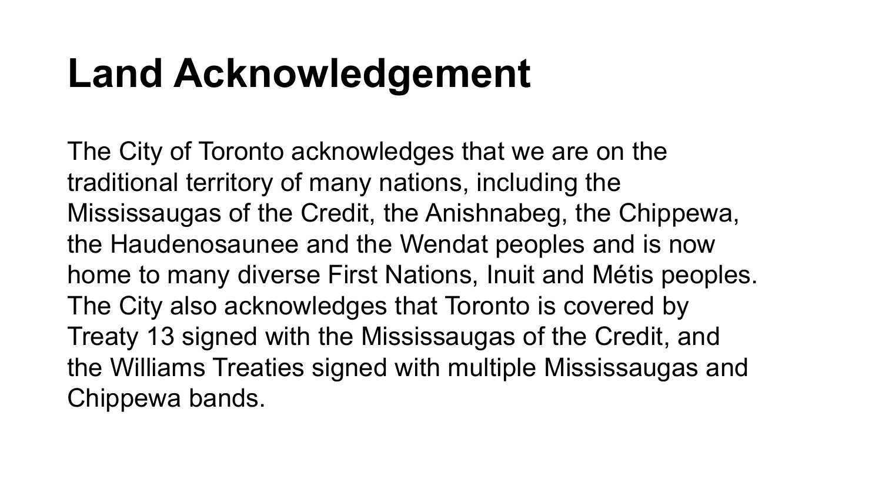# Land Acknowledgement

The City of Toronto acknowledges that we are on the traditional territory of many nations, including the Mississaugas of the Credit, the Anishnabeg, the Chippewa, the Haudenosaunee and the Wendat peoples and is now home to many diverse First Nations, Inuit and Métis peoples. The City also acknowledges that Toronto is covered by Treaty 13 signed with the Mississaugas of the Credit, and the Williams Treaties signed with multiple Mississaugas and Chippewa bands.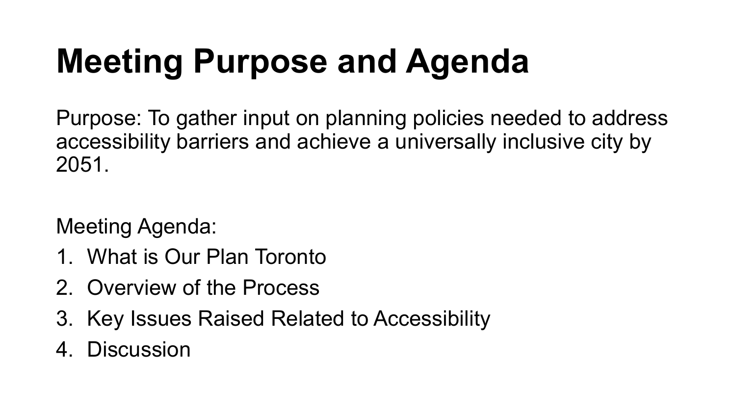# Meeting Purpose and Agenda

Purpose: To gather input on planning policies needed to address accessibility barriers and achieve a universally inclusive city by 2051.

Meeting Agenda:

1. What is Our Plan Toronto
2. Overview of the Process
3. Key Issues Raised Related to Accessibility
4. Discussion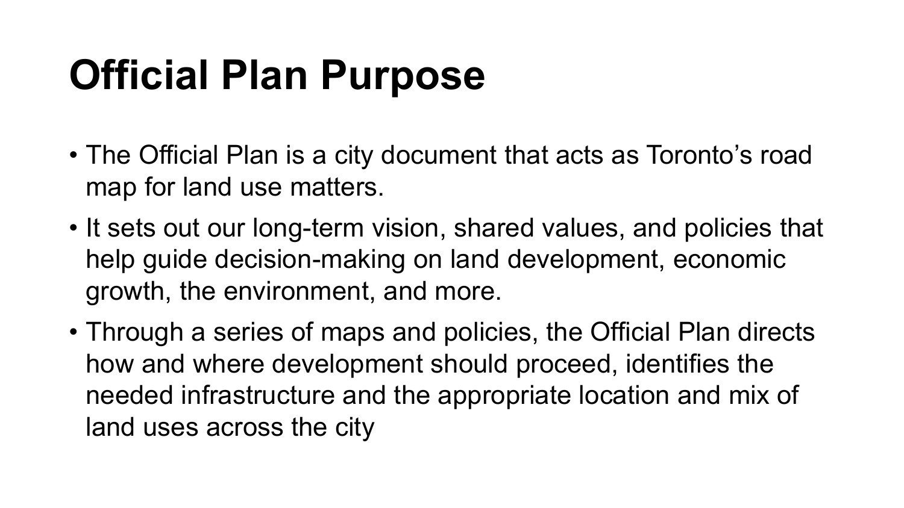# Official Plan Purpose

- The Official Plan is a city document that acts as Toronto's road map for land use matters.
- It sets out our long-term vision, shared values, and policies that help guide decision-making on land development, economic growth, the environment, and more.
- Through a series of maps and policies, the Official Plan directs how and where development should proceed, identifies the needed infrastructure and the appropriate location and mix of land uses across the city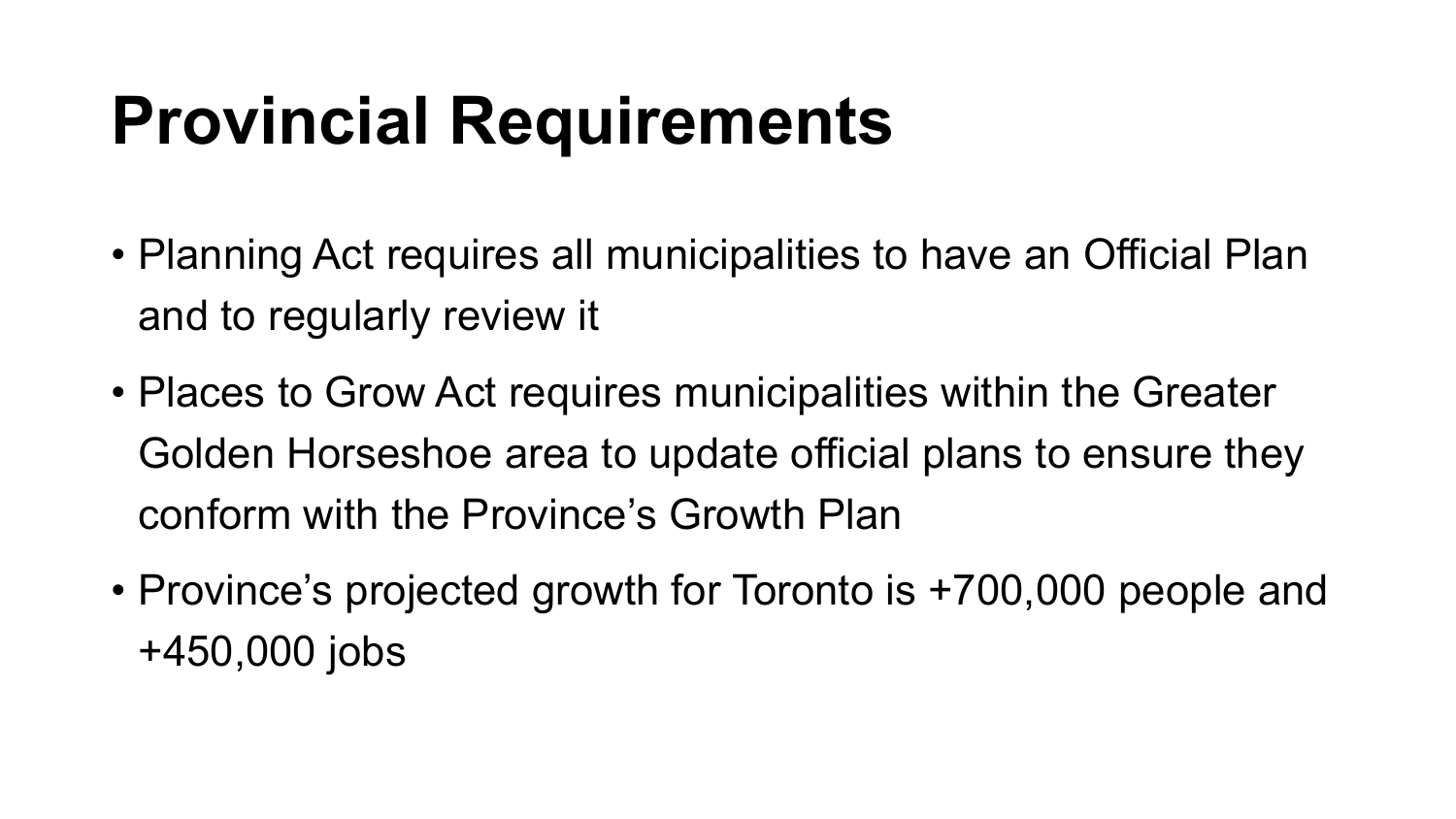# Provincial Requirements

- Planning Act requires all municipalities to have an Official Plan and to regularly review it
- Places to Grow Act requires municipalities within the Greater Golden Horseshoe area to update official plans to ensure they conform with the Province's Growth Plan
- Province's projected growth for Toronto is +700,000 people and +450,000 jobs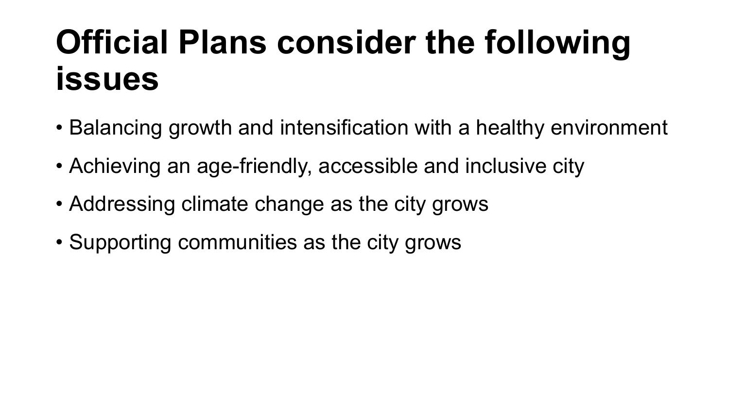# Official Plans consider the following issues

- Balancing growth and intensification with a healthy environment
- Achieving an age-friendly, accessible and inclusive city
- Addressing climate change as the city grows
- Supporting communities as the city grows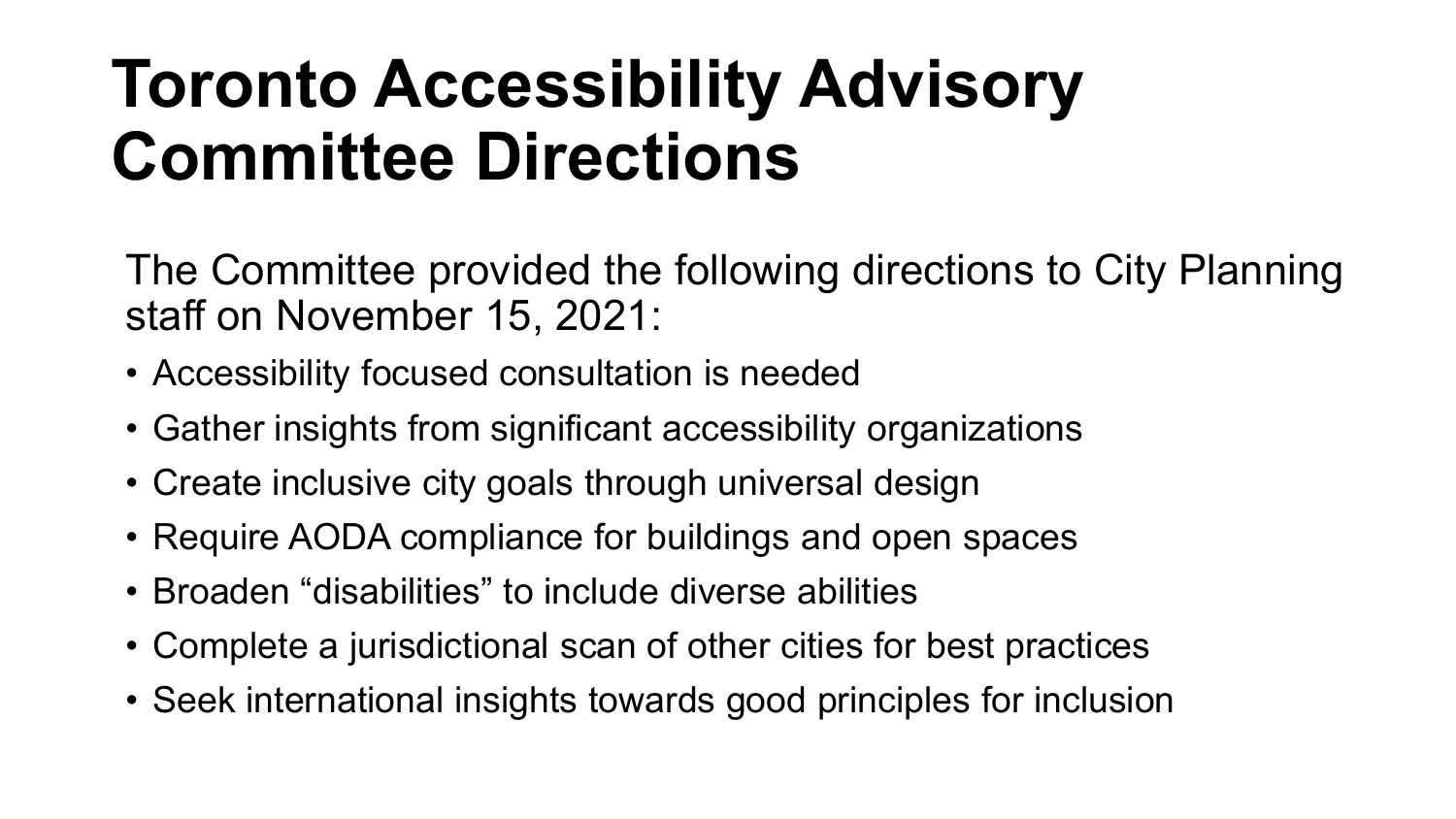# Toronto Accessibility Advisory Committee Directions

The Committee provided the following directions to City Planning staff on November 15, 2021:

- Accessibility focused consultation is needed
- Gather insights from significant accessibility organizations
- Create inclusive city goals through universal design
- Require AODA compliance for buildings and open spaces
- Broaden “disabilities” to include diverse abilities
- Complete a jurisdictional scan of other cities for best practices
- Seek international insights towards good principles for inclusion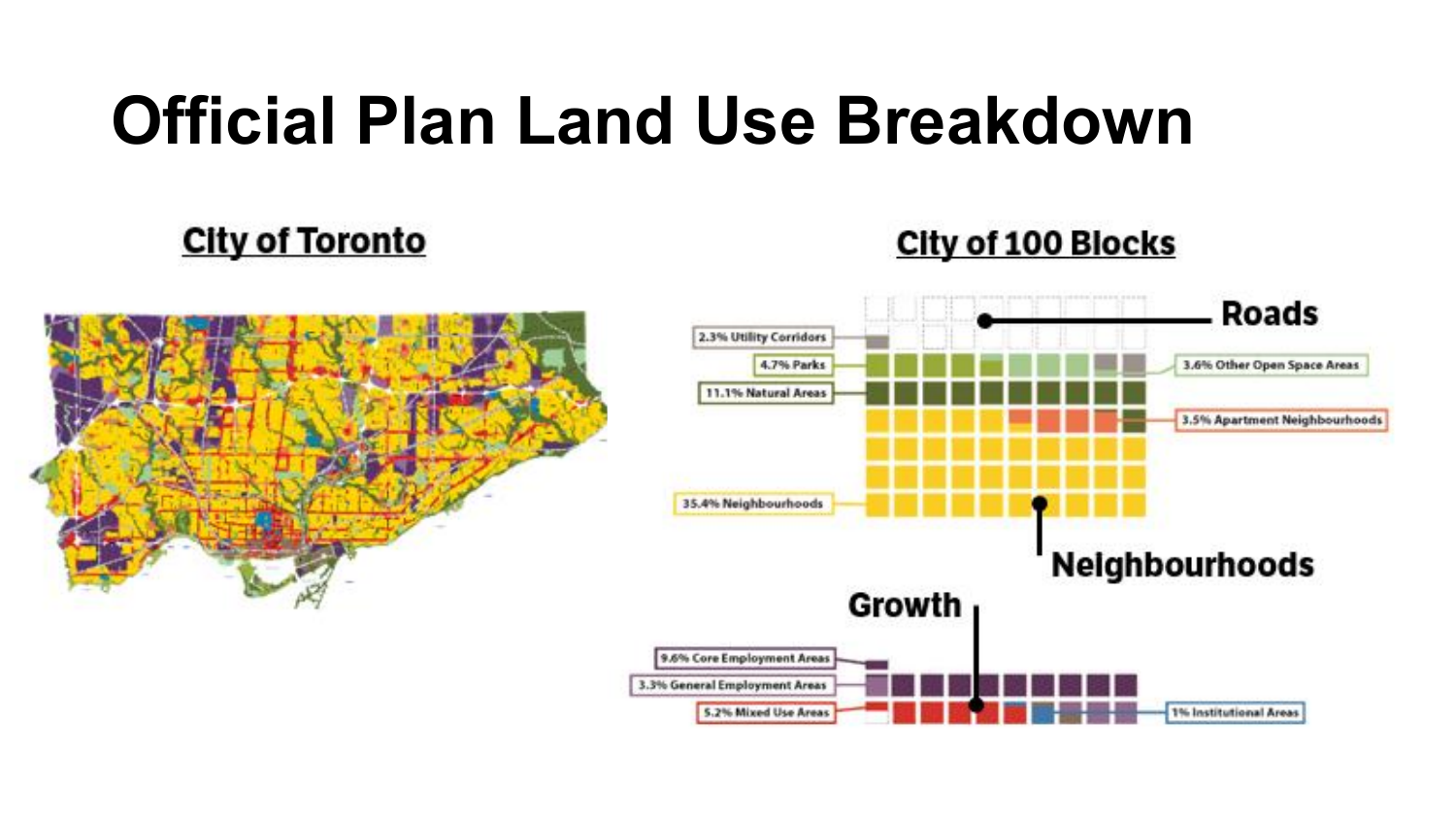# Official Plan Land Use Breakdown

## City of Toronto

## City of 100 Blocks

Roads

2.3% Utility Corridors

4.7% Parks

11.1% Natural Areas

3.6% Other Open Space Areas

3.5% Apartment Neighbourhoods

35.4% Neighbourhoods

Neighbourhoods

Growth

9.6% Core Employment Areas

3.3% General Employment Areas

5.2% Mixed Use Areas

1% Institutional Areas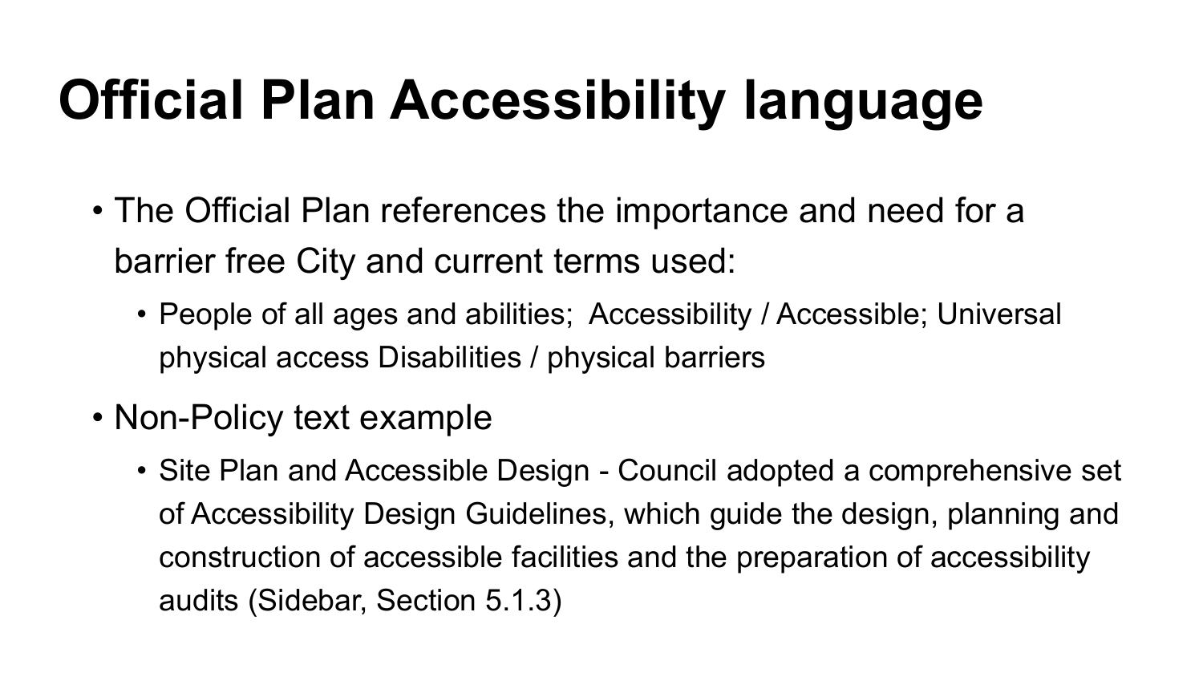# Official Plan Accessibility language

- The Official Plan references the importance and need for a barrier free City and current terms used:
  - People of all ages and abilities;  Accessibility / Accessible; Universal physical access Disabilities / physical barriers
- Non-Policy text example
  - Site Plan and Accessible Design - Council adopted a comprehensive set of Accessibility Design Guidelines, which guide the design, planning and construction of accessible facilities and the preparation of accessibility audits (Sidebar, Section 5.1.3)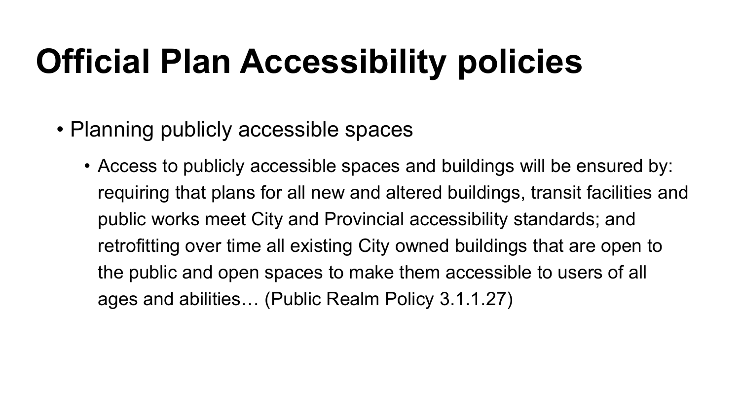# Official Plan Accessibility policies

- Planning publicly accessible spaces
  - Access to publicly accessible spaces and buildings will be ensured by: requiring that plans for all new and altered buildings, transit facilities and public works meet City and Provincial accessibility standards; and retrofitting over time all existing City owned buildings that are open to the public and open spaces to make them accessible to users of all ages and abilities… (Public Realm Policy 3.1.1.27)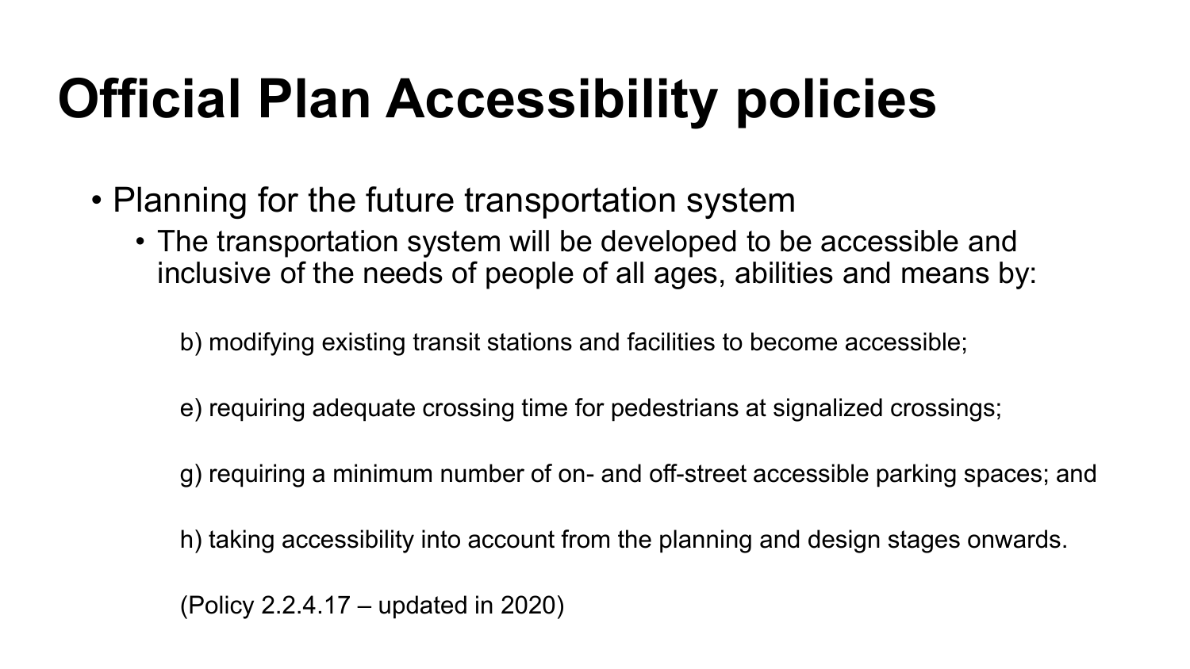# Official Plan Accessibility policies

- Planning for the future transportation system
  - The transportation system will be developed to be accessible and inclusive of the needs of people of all ages, abilities and means by:

    b) modifying existing transit stations and facilities to become accessible;

    e) requiring adequate crossing time for pedestrians at signalized crossings;

    g) requiring a minimum number of on- and off-street accessible parking spaces; and

    h) taking accessibility into account from the planning and design stages onwards.

    (Policy 2.2.4.17 – updated in 2020)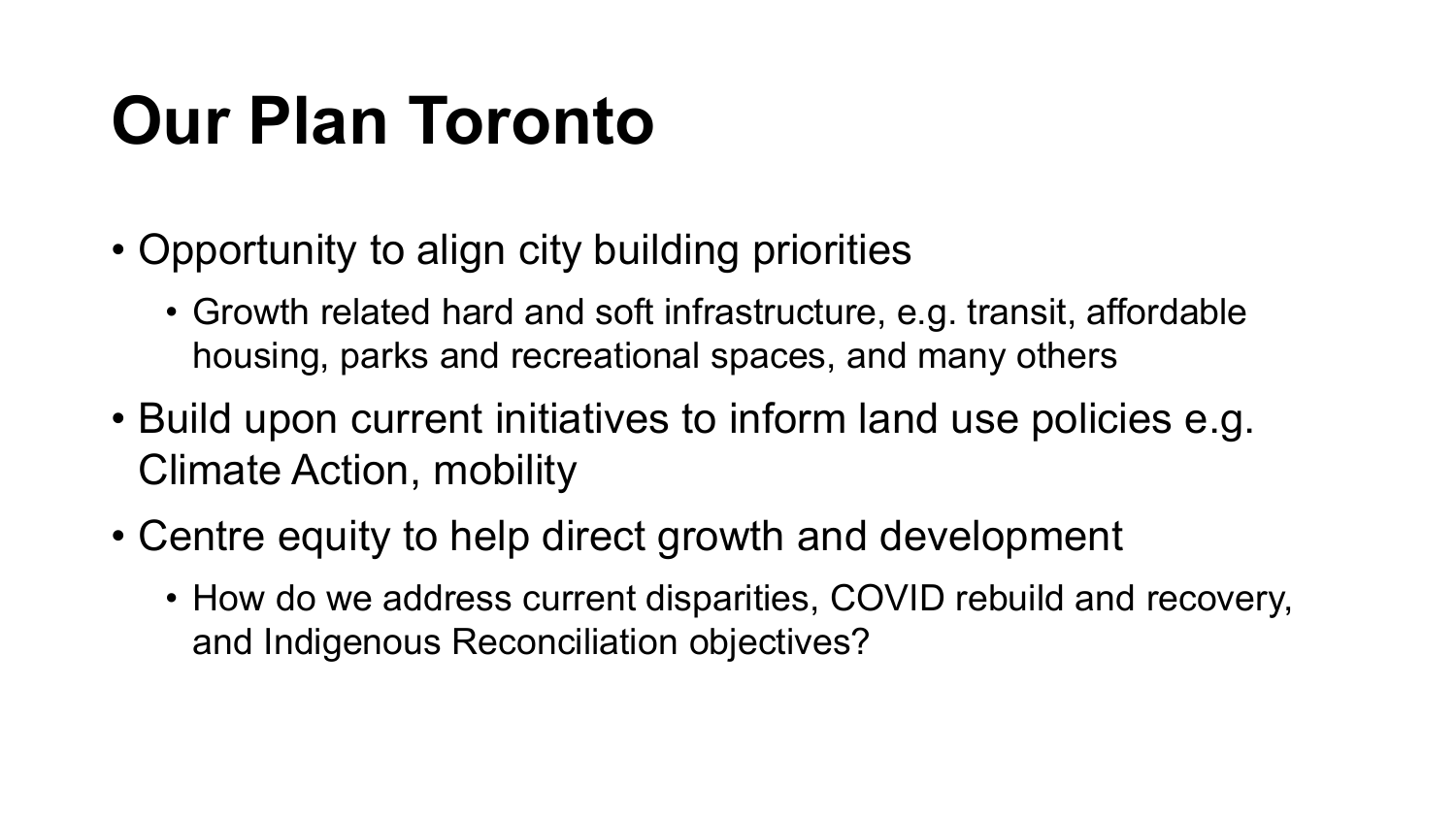# Our Plan Toronto

- Opportunity to align city building priorities
  - Growth related hard and soft infrastructure, e.g. transit, affordable housing, parks and recreational spaces, and many others
- Build upon current initiatives to inform land use policies e.g. Climate Action, mobility
- Centre equity to help direct growth and development
  - How do we address current disparities, COVID rebuild and recovery, and Indigenous Reconciliation objectives?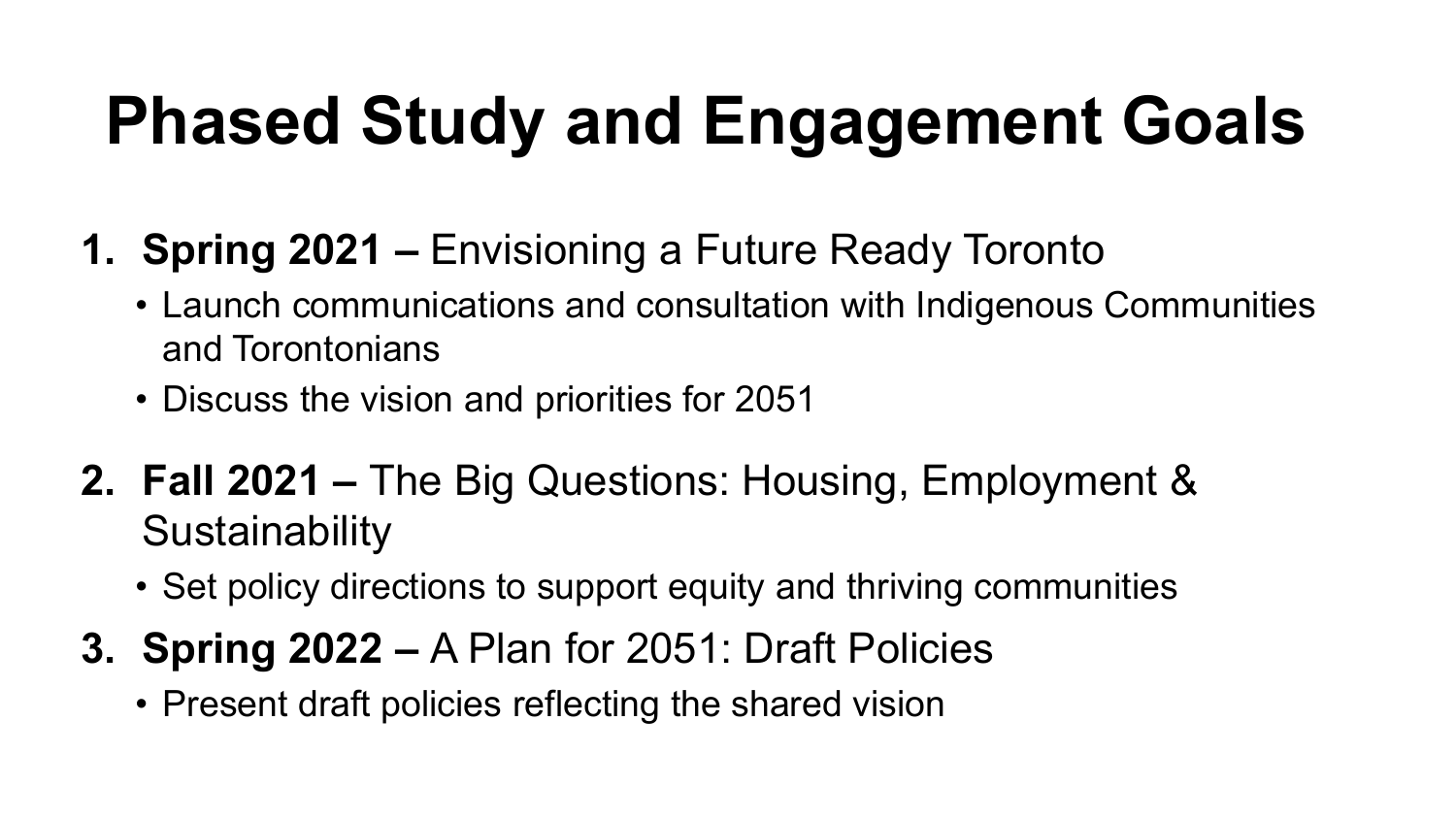# Phased Study and Engagement Goals

1. **Spring 2021 –** Envisioning a Future Ready Toronto
   - Launch communications and consultation with Indigenous Communities and Torontonians
   - Discuss the vision and priorities for 2051
2. **Fall 2021 –** The Big Questions: Housing, Employment & Sustainability
   - Set policy directions to support equity and thriving communities
3. **Spring 2022 –** A Plan for 2051: Draft Policies
   - Present draft policies reflecting the shared vision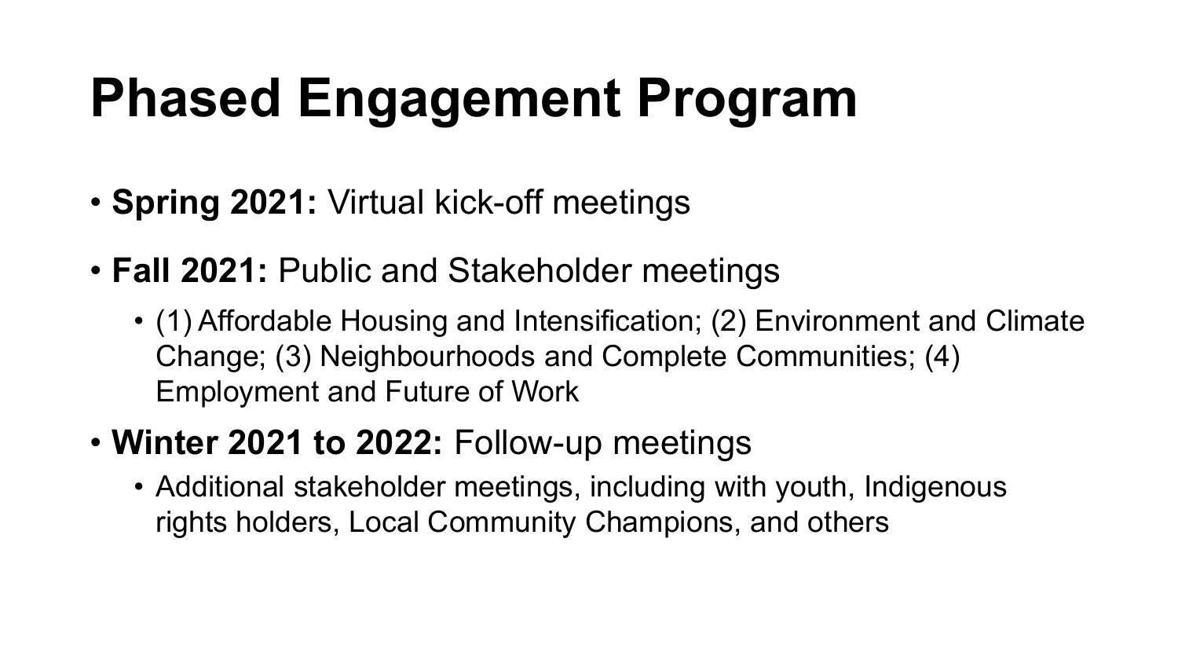# Phased Engagement Program

- **Spring 2021:** Virtual kick-off meetings
- **Fall 2021:** Public and Stakeholder meetings
  - (1) Affordable Housing and Intensification; (2) Environment and Climate Change; (3) Neighbourhoods and Complete Communities; (4) Employment and Future of Work
- **Winter 2021 to 2022:** Follow-up meetings
  - Additional stakeholder meetings, including with youth, Indigenous rights holders, Local Community Champions, and others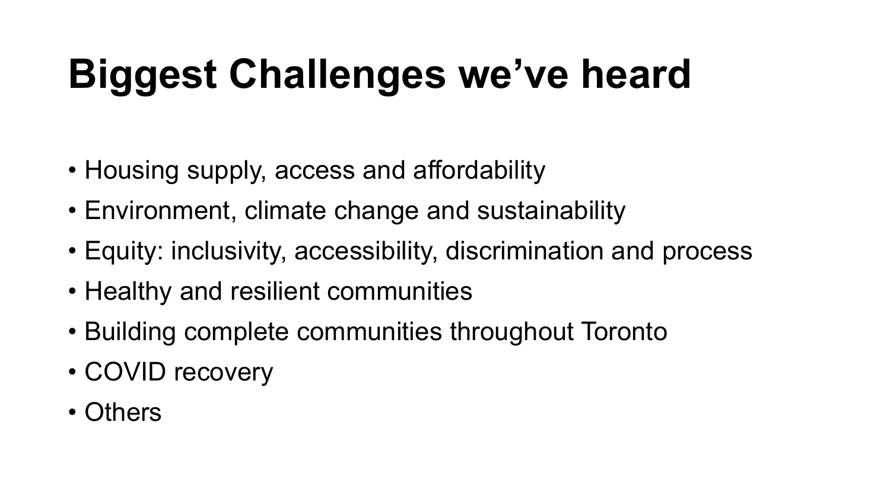# Biggest Challenges we've heard

- Housing supply, access and affordability
- Environment, climate change and sustainability
- Equity: inclusivity, accessibility, discrimination and process
- Healthy and resilient communities
- Building complete communities throughout Toronto
- COVID recovery
- Others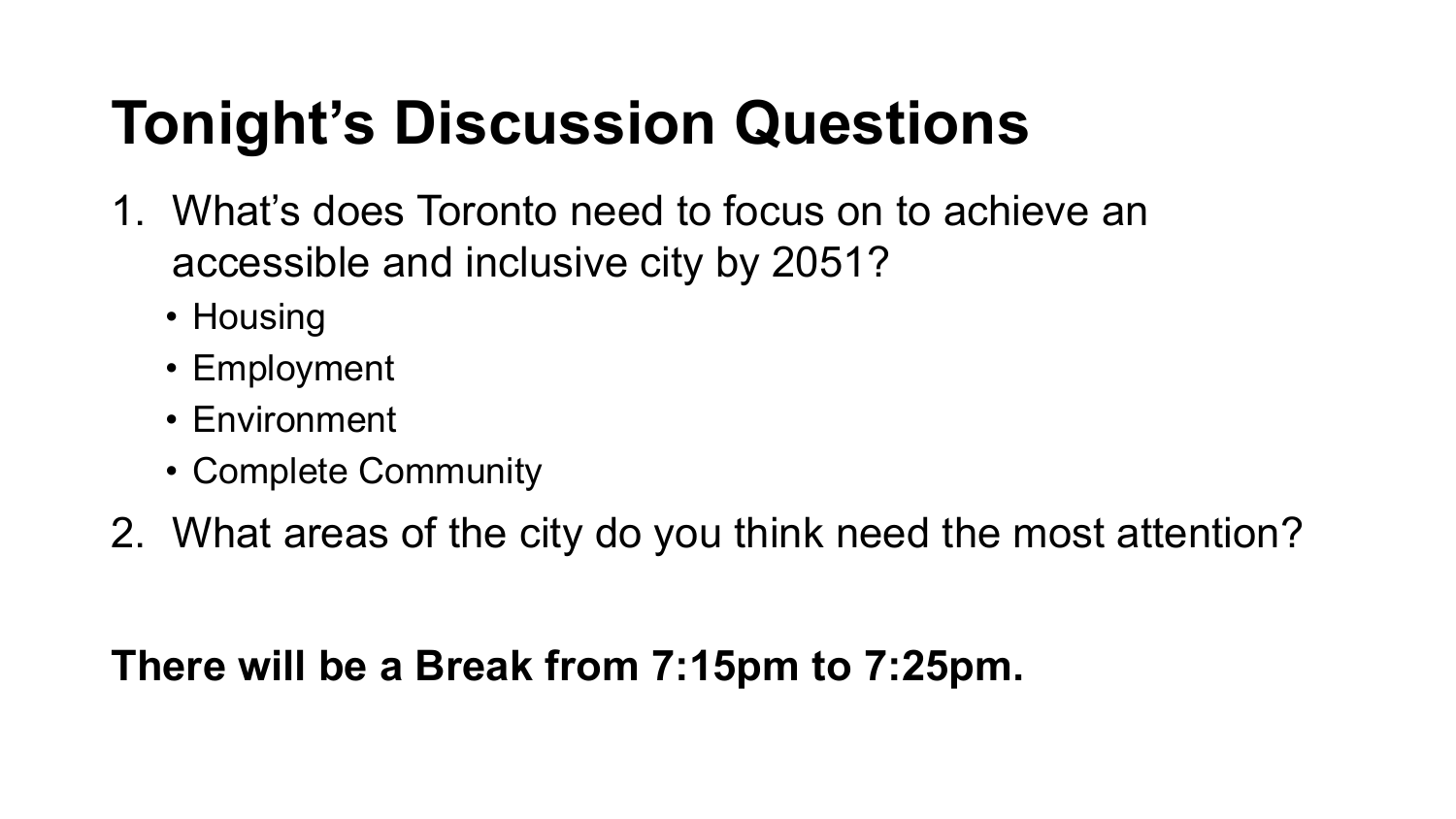# Tonight's Discussion Questions

1. What's does Toronto need to focus on to achieve an accessible and inclusive city by 2051?
   - Housing
   - Employment
   - Environment
   - Complete Community
2. What areas of the city do you think need the most attention?

**There will be a Break from 7:15pm to 7:25pm.**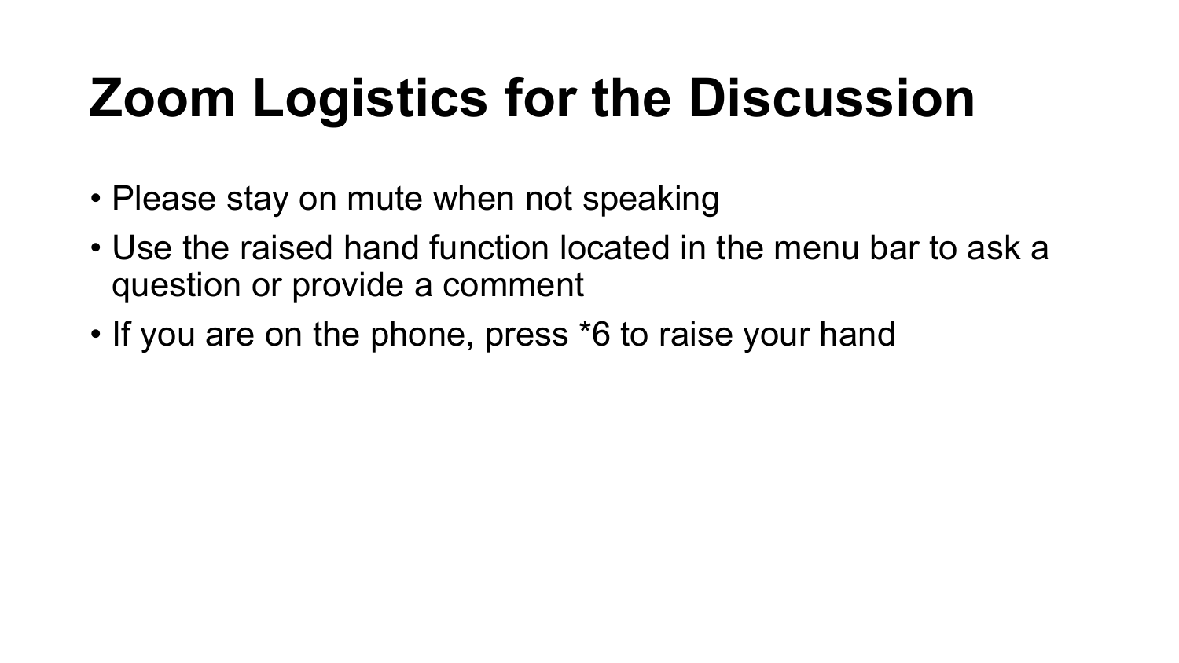# Zoom Logistics for the Discussion

- Please stay on mute when not speaking
- Use the raised hand function located in the menu bar to ask a question or provide a comment
- If you are on the phone, press *6 to raise your hand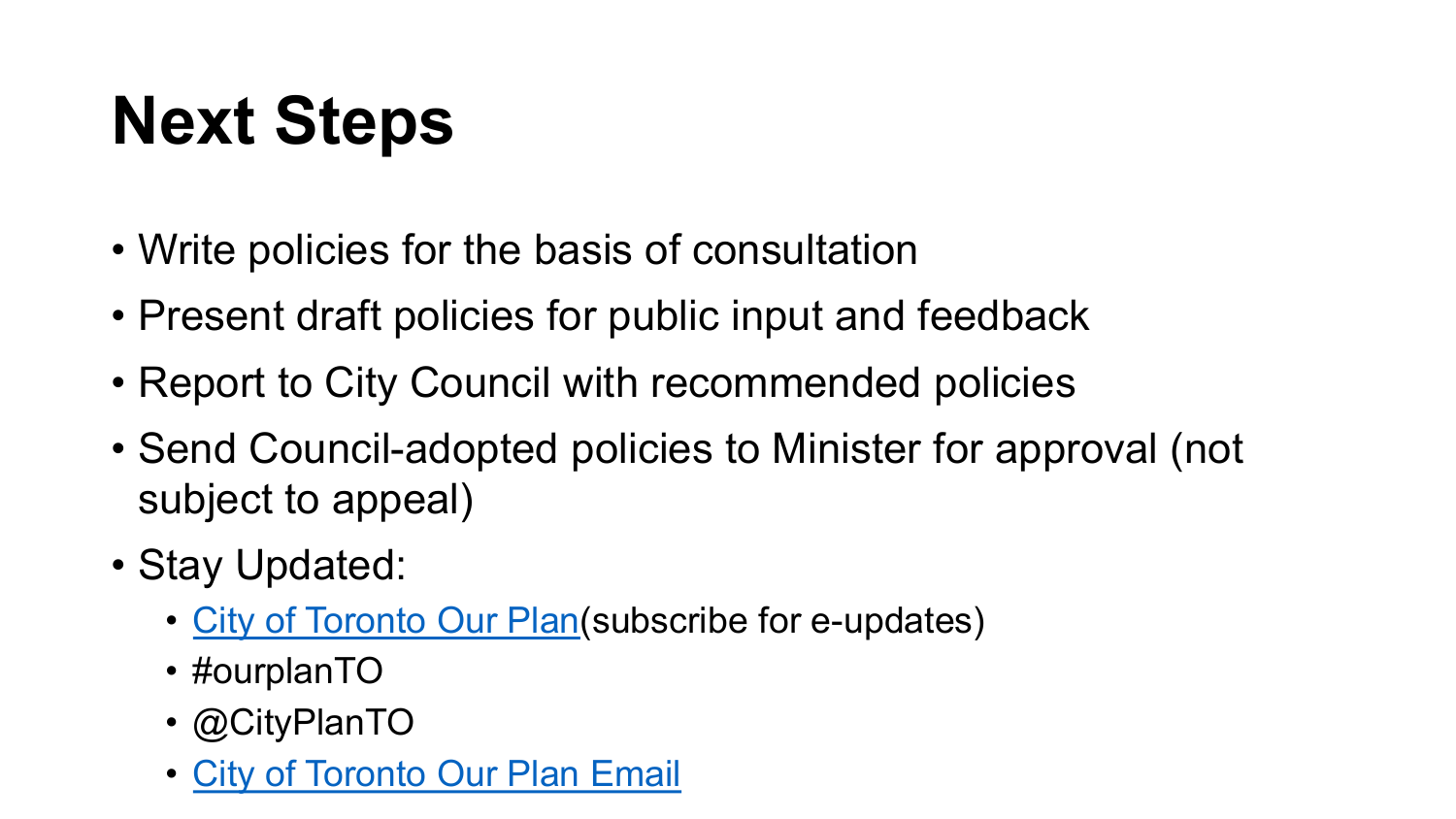# Next Steps

- Write policies for the basis of consultation
- Present draft policies for public input and feedback
- Report to City Council with recommended policies
- Send Council-adopted policies to Minister for approval (not subject to appeal)
- Stay Updated:
  - City of Toronto Our Plan(subscribe for e-updates)
  - #ourplanTO
  - @CityPlanTO
  - City of Toronto Our Plan Email